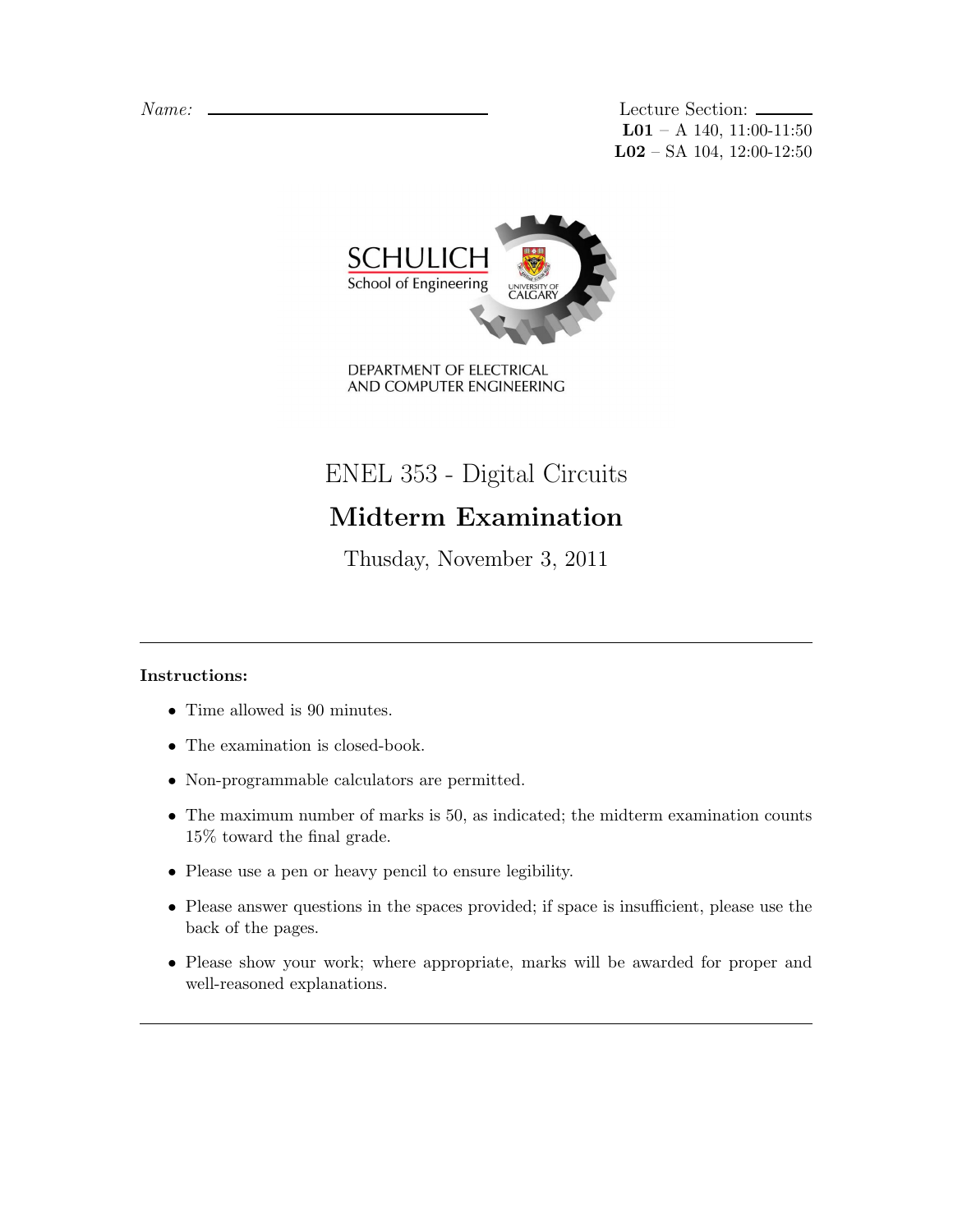*Name:* ______________________________

Lecture Section: ______
**L01** – A 140, 11:00-11:50
**L02** – SA 104, 12:00-12:50

SCHULICH
School of Engineering
UNIVERSITY OF CALGARY

DEPARTMENT OF ELECTRICAL
AND COMPUTER ENGINEERING

# ENEL 353 - Digital Circuits

## Midterm Examination

Thusday, November 3, 2011

---

**Instructions:**

- Time allowed is 90 minutes.
- The examination is closed-book.
- Non-programmable calculators are permitted.
- The maximum number of marks is 50, as indicated; the midterm examination counts 15% toward the final grade.
- Please use a pen or heavy pencil to ensure legibility.
- Please answer questions in the spaces provided; if space is insufficient, please use the back of the pages.
- Please show your work; where appropriate, marks will be awarded for proper and well-reasoned explanations.

---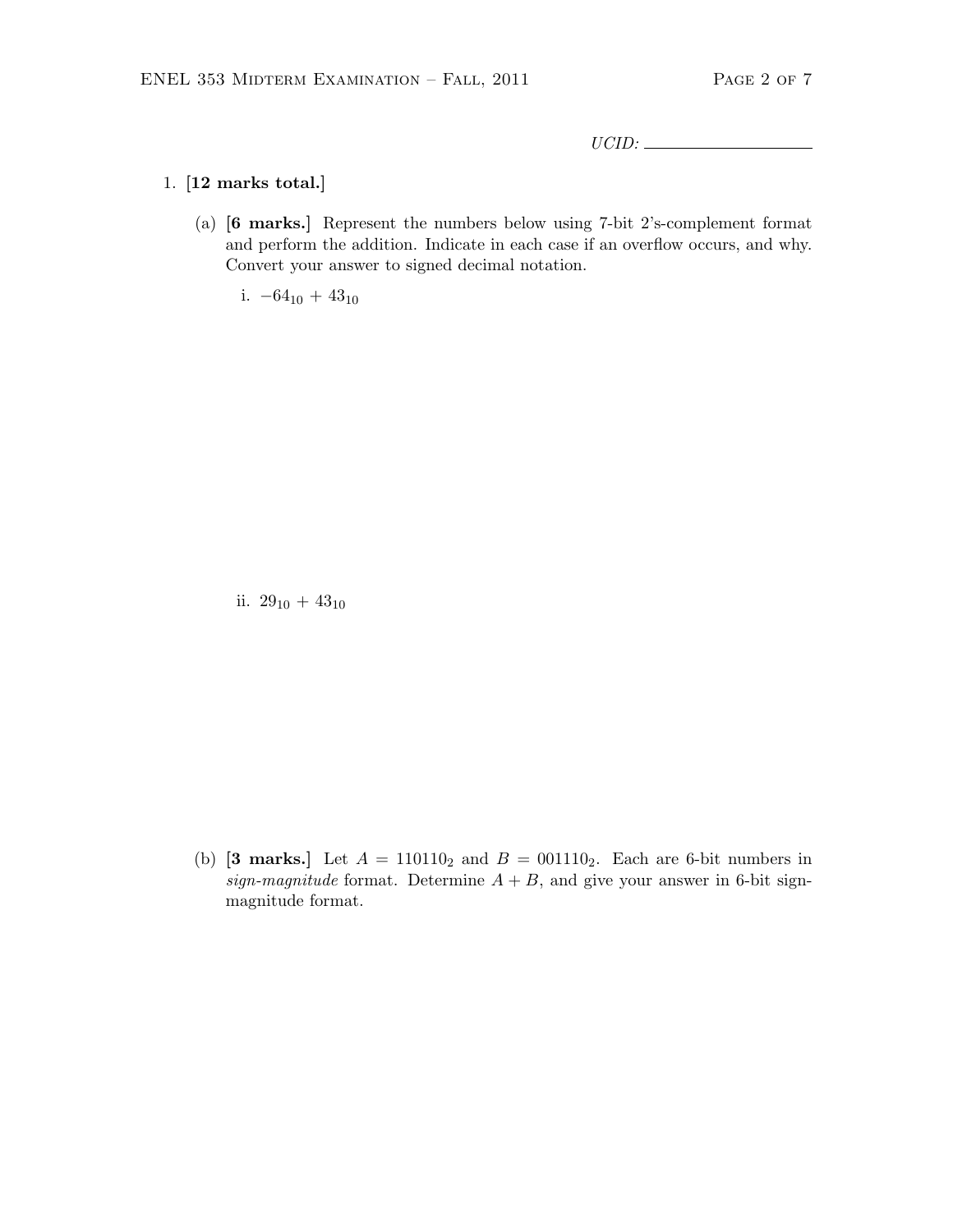UCID: ____________________

1. **[12 marks total.]**

   (a) **[6 marks.]** Represent the numbers below using 7-bit 2's-complement format and perform the addition. Indicate in each case if an overflow occurs, and why. Convert your answer to signed decimal notation.

      i. $-64_{10} + 43_{10}$

      ii. $29_{10} + 43_{10}$

   (b) **[3 marks.]** Let $A = 110110_2$ and $B = 001110_2$. Each are 6-bit numbers in *sign-magnitude* format. Determine $A + B$, and give your answer in 6-bit sign-magnitude format.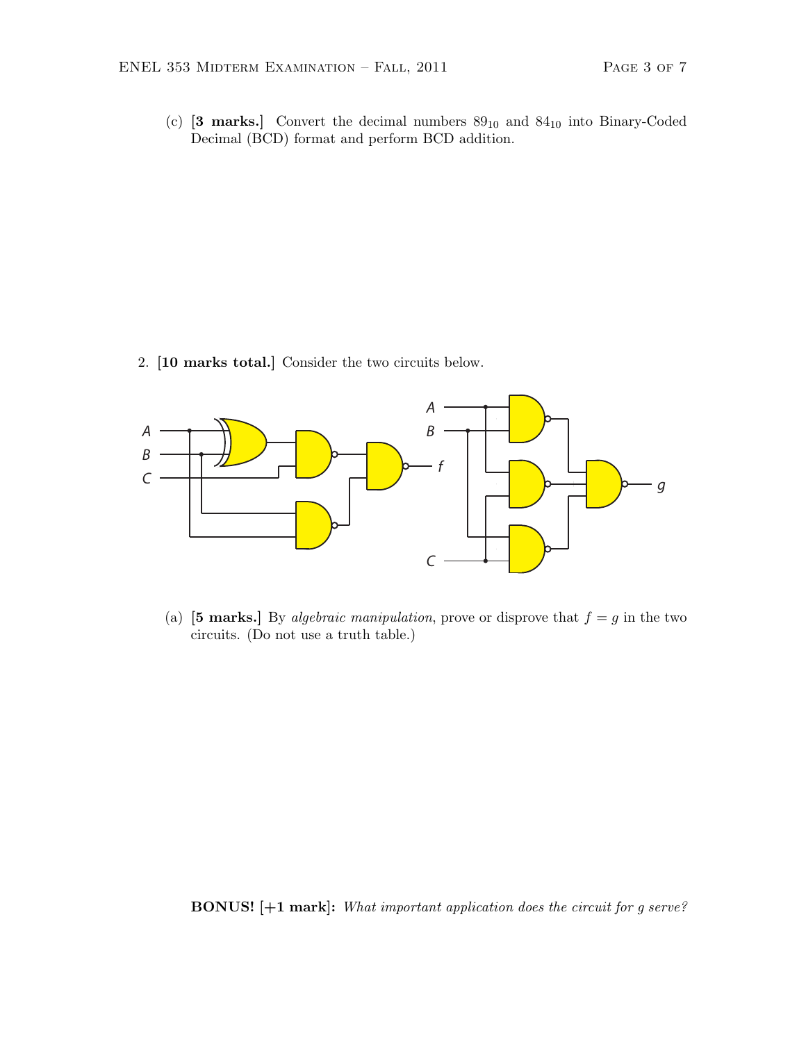(c) **[3 marks.]** Convert the decimal numbers $89_{10}$ and $84_{10}$ into Binary-Coded Decimal (BCD) format and perform BCD addition.

2. **[10 marks total.]** Consider the two circuits below.

(a) **[5 marks.]** By *algebraic manipulation*, prove or disprove that $f = g$ in the two circuits. (Do not use a truth table.)

**BONUS! [+1 mark]:** *What important application does the circuit for g serve?*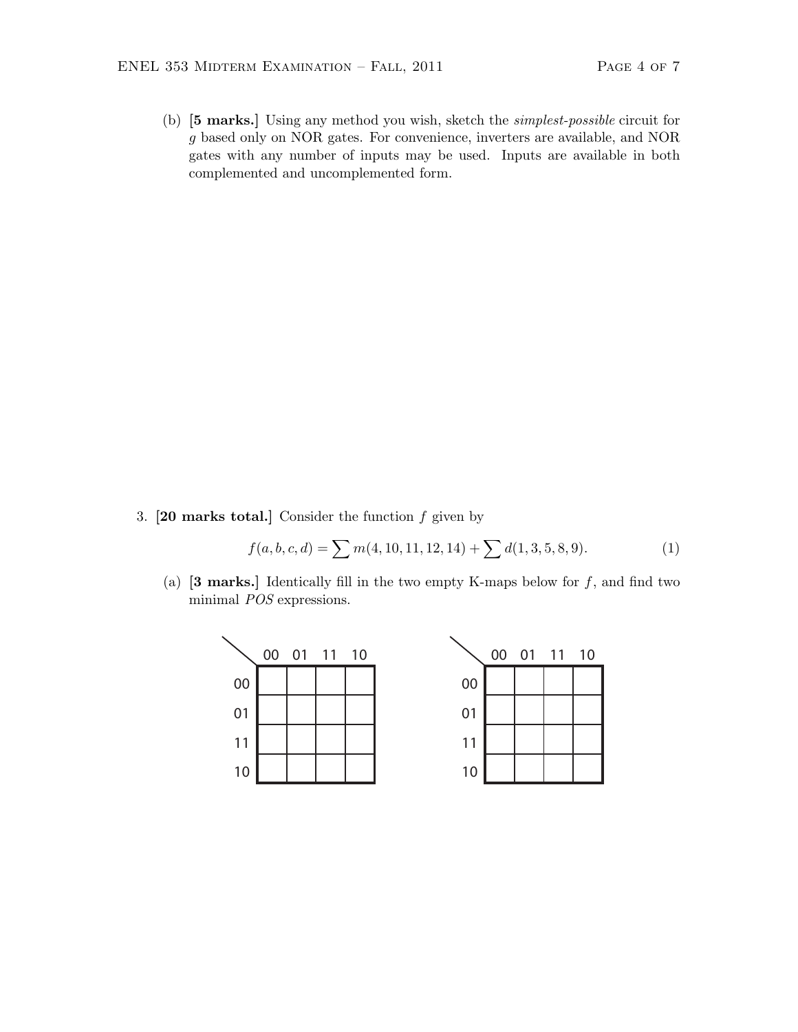(b) **[5 marks.]** Using any method you wish, sketch the *simplest-possible* circuit for $g$ based only on NOR gates. For convenience, inverters are available, and NOR gates with any number of inputs may be used. Inputs are available in both complemented and uncomplemented form.

3. **[20 marks total.]** Consider the function $f$ given by

$$f(a, b, c, d) = \sum m(4, 10, 11, 12, 14) + \sum d(1, 3, 5, 8, 9). \tag{1}$$

(a) **[3 marks.]** Identically fill in the two empty K-maps below for $f$, and find two minimal *POS* expressions.

| | 00 | 01 | 11 | 10 |
|---|---|---|---|---|
| 00 | | | | |
| 01 | | | | |
| 11 | | | | |
| 10 | | | | |

| | 00 | 01 | 11 | 10 |
|---|---|---|---|---|
| 00 | | | | |
| 01 | | | | |
| 11 | | | | |
| 10 | | | | |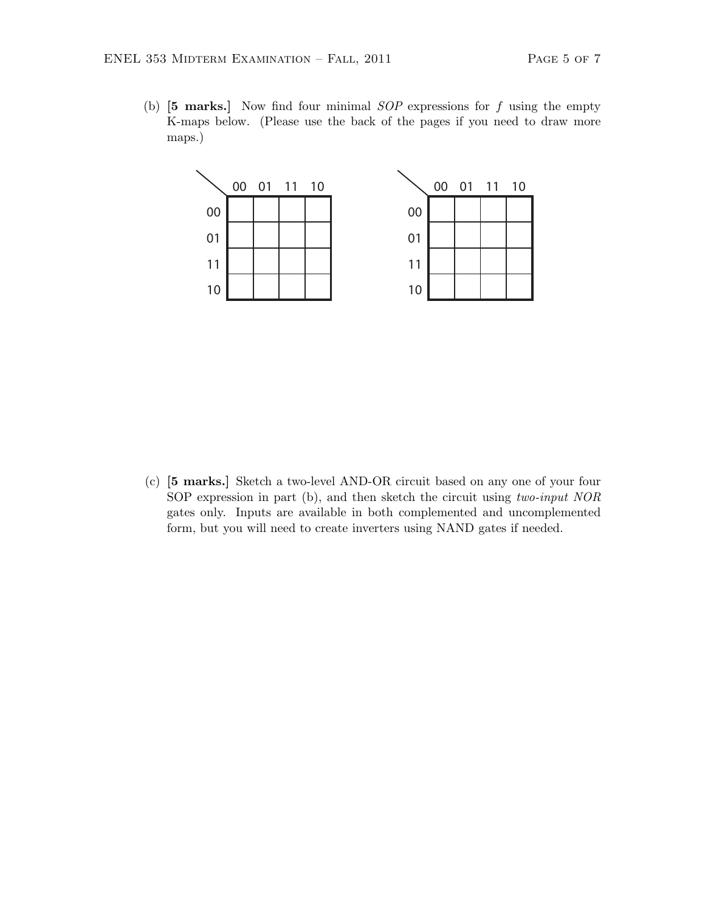(b) **[5 marks.]** Now find four minimal *SOP* expressions for $f$ using the empty K-maps below. (Please use the back of the pages if you need to draw more maps.)

| | 00 | 01 | 11 | 10 |
|---|---|---|---|---|
| 00 | | | | |
| 01 | | | | |
| 11 | | | | |
| 10 | | | | |

| | 00 | 01 | 11 | 10 |
|---|---|---|---|---|
| 00 | | | | |
| 01 | | | | |
| 11 | | | | |
| 10 | | | | |

(c) **[5 marks.]** Sketch a two-level AND-OR circuit based on any one of your four SOP expression in part (b), and then sketch the circuit using *two-input NOR* gates only. Inputs are available in both complemented and uncomplemented form, but you will need to create inverters using NAND gates if needed.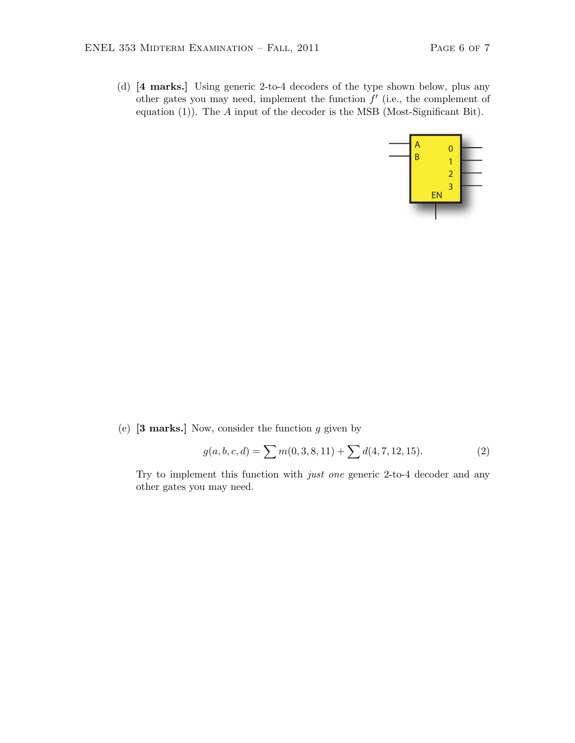(d) **[4 marks.]** Using generic 2-to-4 decoders of the type shown below, plus any other gates you may need, implement the function $f'$ (i.e., the complement of equation (1)). The $A$ input of the decoder is the MSB (Most-Significant Bit).

(e) **[3 marks.]** Now, consider the function $g$ given by

$$g(a, b, c, d) = \sum m(0, 3, 8, 11) + \sum d(4, 7, 12, 15). \tag{2}$$

Try to implement this function with *just one* generic 2-to-4 decoder and any other gates you may need.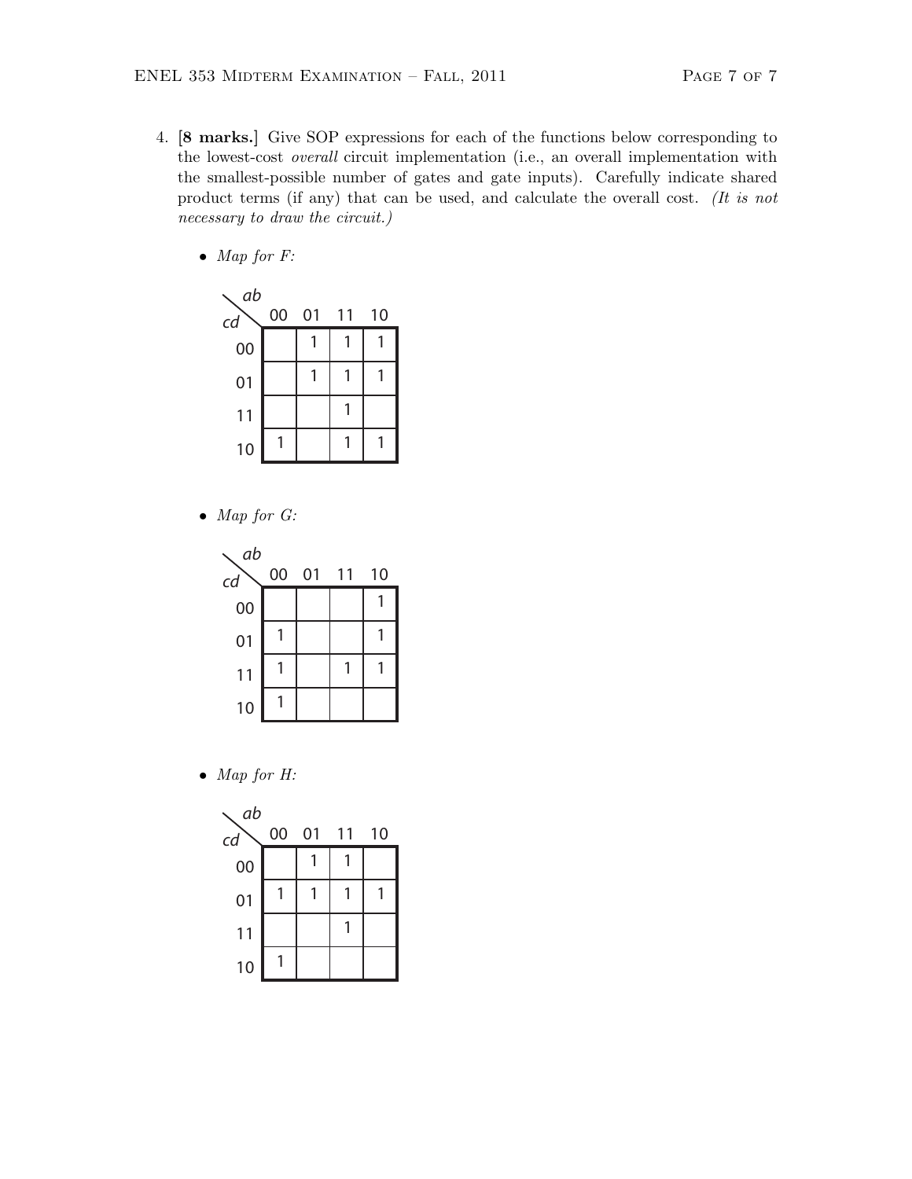4. **[8 marks.]** Give SOP expressions for each of the functions below corresponding to the lowest-cost *overall* circuit implementation (i.e., an overall implementation with the smallest-possible number of gates and gate inputs). Carefully indicate shared product terms (if any) that can be used, and calculate the overall cost. *(It is not necessary to draw the circuit.)*

   - *Map for F:*

| cd \ ab | 00 | 01 | 11 | 10 |
|---|---|---|---|---|
| 00 | | 1 | 1 | 1 |
| 01 | | 1 | 1 | 1 |
| 11 | | | 1 | |
| 10 | 1 | | 1 | 1 |

   - *Map for G:*

| cd \ ab | 00 | 01 | 11 | 10 |
|---|---|---|---|---|
| 00 | | | | 1 |
| 01 | 1 | | | 1 |
| 11 | 1 | | 1 | 1 |
| 10 | 1 | | | |

   - *Map for H:*

| cd \ ab | 00 | 01 | 11 | 10 |
|---|---|---|---|---|
| 00 | | 1 | 1 | |
| 01 | 1 | 1 | 1 | 1 |
| 11 | | | 1 | |
| 10 | 1 | | | |